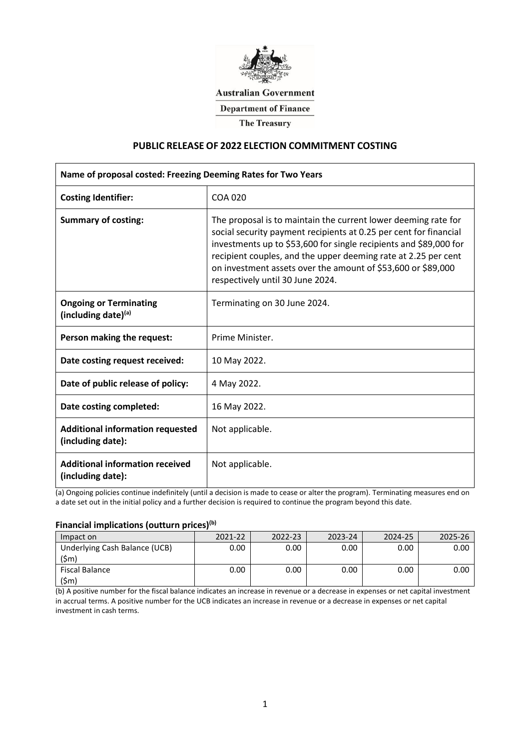Australian Government

Department of Finance

The Treasury

## PUBLIC RELEASE OF 2022 ELECTION COMMITMENT COSTING

| Name of proposal costed: Freezing Deeming Rates for Two Years | |
|---|---|
| **Costing Identifier:** | COA 020 |
| **Summary of costing:** | The proposal is to maintain the current lower deeming rate for social security payment recipients at 0.25 per cent for financial investments up to \$53,600 for single recipients and \$89,000 for recipient couples, and the upper deeming rate at 2.25 per cent on investment assets over the amount of \$53,600 or \$89,000 respectively until 30 June 2024. |
| **Ongoing or Terminating (including date)[(a)]** | Terminating on 30 June 2024. |
| **Person making the request:** | Prime Minister. |
| **Date costing request received:** | 10 May 2022. |
| **Date of public release of policy:** | 4 May 2022. |
| **Date costing completed:** | 16 May 2022. |
| **Additional information requested (including date):** | Not applicable. |
| **Additional information received (including date):** | Not applicable. |

(a) Ongoing policies continue indefinitely (until a decision is made to cease or alter the program). Terminating measures end on a date set out in the initial policy and a further decision is required to continue the program beyond this date.

### Financial implications (outturn prices)[(b)]

| Impact on | 2021-22 | 2022-23 | 2023-24 | 2024-25 | 2025-26 |
|---|---|---|---|---|---|
| Underlying Cash Balance (UCB) (\$m) | 0.00 | 0.00 | 0.00 | 0.00 | 0.00 |
| Fiscal Balance (\$m) | 0.00 | 0.00 | 0.00 | 0.00 | 0.00 |

(b) A positive number for the fiscal balance indicates an increase in revenue or a decrease in expenses or net capital investment in accrual terms. A positive number for the UCB indicates an increase in revenue or a decrease in expenses or net capital investment in cash terms.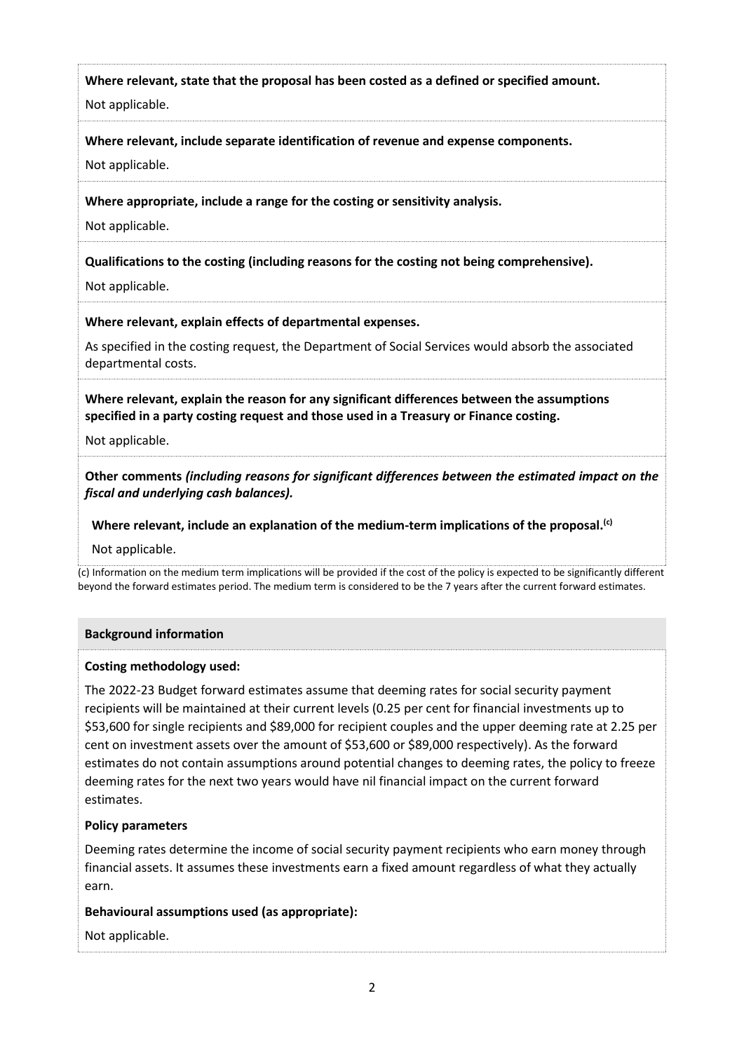**Where relevant, state that the proposal has been costed as a defined or specified amount.**

Not applicable.

**Where relevant, include separate identification of revenue and expense components.**

Not applicable.

**Where appropriate, include a range for the costing or sensitivity analysis.**

Not applicable.

**Qualifications to the costing (including reasons for the costing not being comprehensive).**

Not applicable.

**Where relevant, explain effects of departmental expenses.**

As specified in the costing request, the Department of Social Services would absorb the associated departmental costs.

**Where relevant, explain the reason for any significant differences between the assumptions specified in a party costing request and those used in a Treasury or Finance costing.**

Not applicable.

**Other comments *(including reasons for significant differences between the estimated impact on the fiscal and underlying cash balances).***

**Where relevant, include an explanation of the medium-term implications of the proposal.[(c)]**

Not applicable.

(c) Information on the medium term implications will be provided if the cost of the policy is expected to be significantly different beyond the forward estimates period. The medium term is considered to be the 7 years after the current forward estimates.

## Background information

**Costing methodology used:**

The 2022-23 Budget forward estimates assume that deeming rates for social security payment recipients will be maintained at their current levels (0.25 per cent for financial investments up to \$53,600 for single recipients and \$89,000 for recipient couples and the upper deeming rate at 2.25 per cent on investment assets over the amount of \$53,600 or \$89,000 respectively). As the forward estimates do not contain assumptions around potential changes to deeming rates, the policy to freeze deeming rates for the next two years would have nil financial impact on the current forward estimates.

**Policy parameters**

Deeming rates determine the income of social security payment recipients who earn money through financial assets. It assumes these investments earn a fixed amount regardless of what they actually earn.

**Behavioural assumptions used (as appropriate):**

Not applicable.